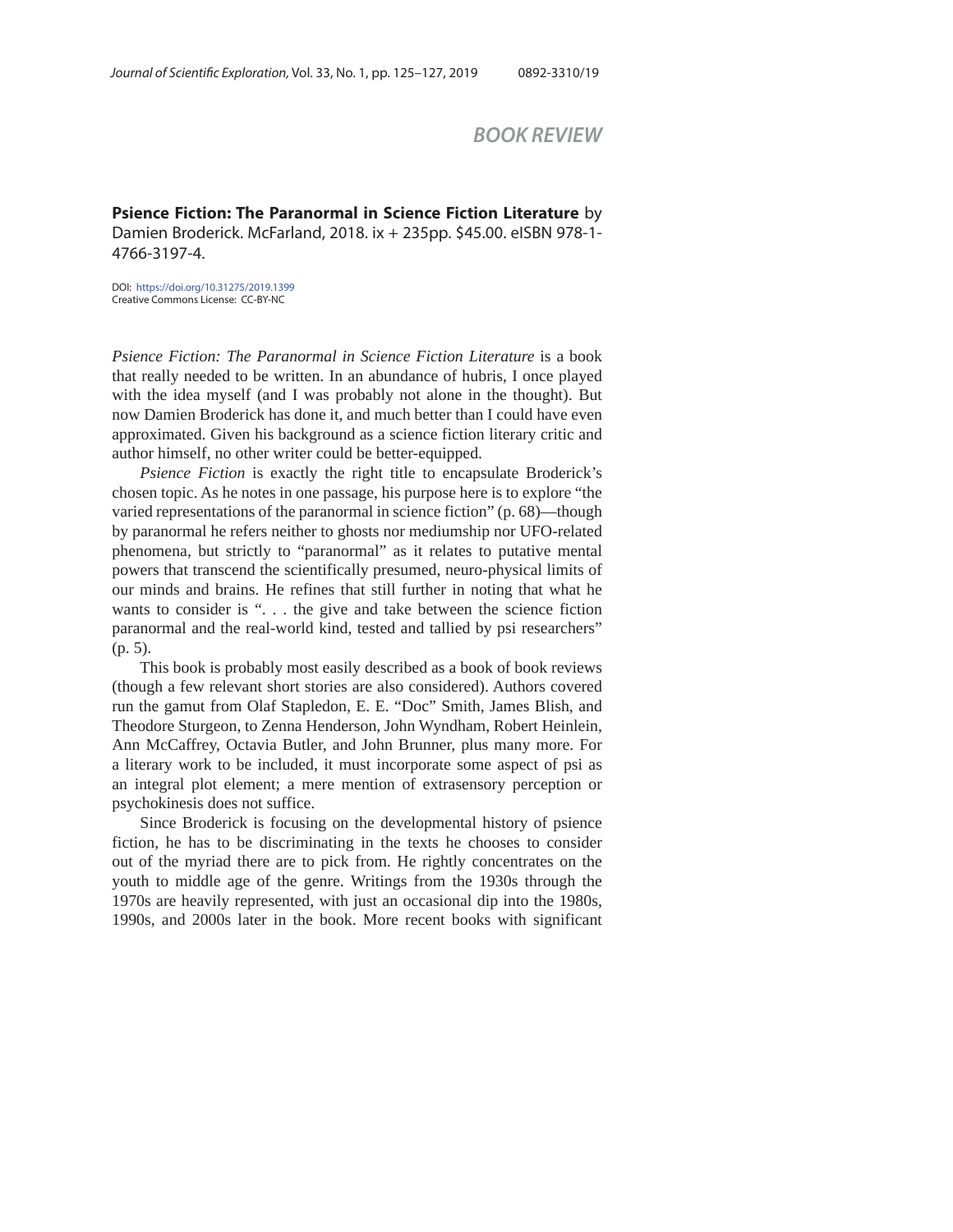## BOOK REVIEW

**Psience Fiction: The Paranormal in Science Fiction Literature** by Damien Broderick. McFarland, 2018. ix + 235pp. $45.00. eISBN 978-1-4766-3197-4.

DOI: https://doi.org/10.31275/2019.1399
Creative Commons License: CC-BY-NC

*Psience Fiction: The Paranormal in Science Fiction Literature* is a book that really needed to be written. In an abundance of hubris, I once played with the idea myself (and I was probably not alone in the thought). But now Damien Broderick has done it, and much better than I could have even approximated. Given his background as a science fiction literary critic and author himself, no other writer could be better-equipped.

*Psience Fiction* is exactly the right title to encapsulate Broderick's chosen topic. As he notes in one passage, his purpose here is to explore "the varied representations of the paranormal in science fiction" (p. 68)—though by paranormal he refers neither to ghosts nor mediumship nor UFO-related phenomena, but strictly to "paranormal" as it relates to putative mental powers that transcend the scientifically presumed, neuro-physical limits of our minds and brains. He refines that still further in noting that what he wants to consider is ". . . the give and take between the science fiction paranormal and the real-world kind, tested and tallied by psi researchers" (p. 5).

This book is probably most easily described as a book of book reviews (though a few relevant short stories are also considered). Authors covered run the gamut from Olaf Stapledon, E. E. "Doc" Smith, James Blish, and Theodore Sturgeon, to Zenna Henderson, John Wyndham, Robert Heinlein, Ann McCaffrey, Octavia Butler, and John Brunner, plus many more. For a literary work to be included, it must incorporate some aspect of psi as an integral plot element; a mere mention of extrasensory perception or psychokinesis does not suffice.

Since Broderick is focusing on the developmental history of psience fiction, he has to be discriminating in the texts he chooses to consider out of the myriad there are to pick from. He rightly concentrates on the youth to middle age of the genre. Writings from the 1930s through the 1970s are heavily represented, with just an occasional dip into the 1980s, 1990s, and 2000s later in the book. More recent books with significant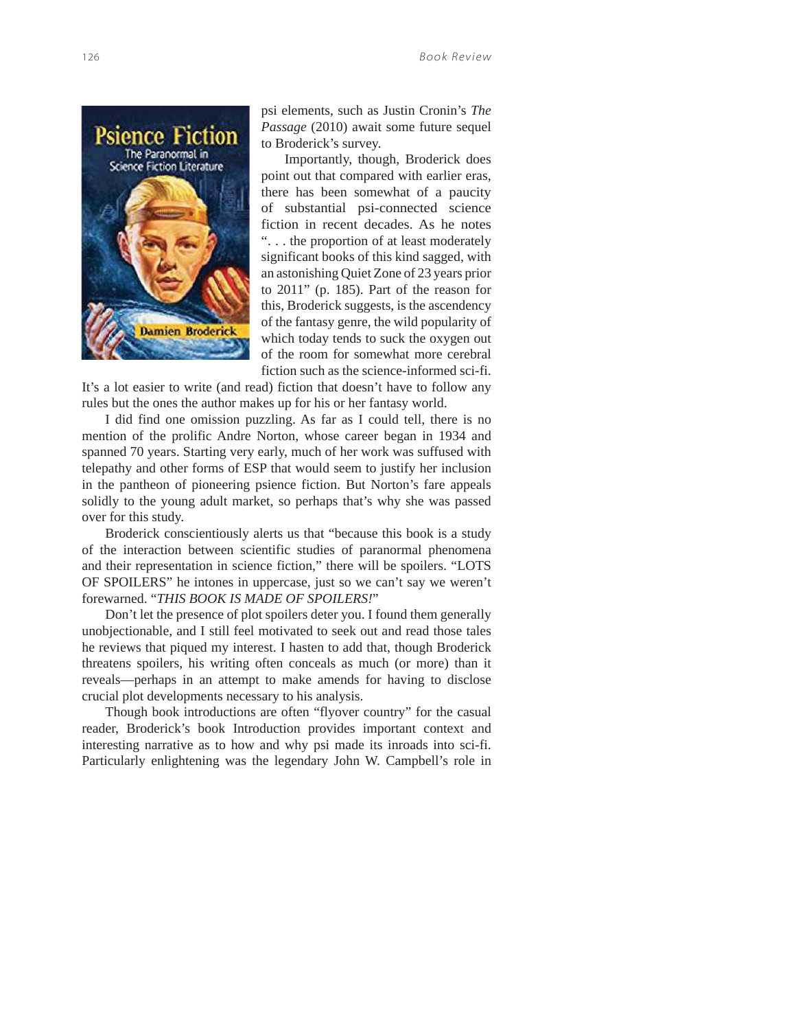psi elements, such as Justin Cronin's *The Passage* (2010) await some future sequel to Broderick's survey.

Importantly, though, Broderick does point out that compared with earlier eras, there has been somewhat of a paucity of substantial psi-connected science fiction in recent decades. As he notes ". . . the proportion of at least moderately significant books of this kind sagged, with an astonishing Quiet Zone of 23 years prior to 2011" (p. 185). Part of the reason for this, Broderick suggests, is the ascendency of the fantasy genre, the wild popularity of which today tends to suck the oxygen out of the room for somewhat more cerebral fiction such as the science-informed sci-fi. It's a lot easier to write (and read) fiction that doesn't have to follow any rules but the ones the author makes up for his or her fantasy world.

I did find one omission puzzling. As far as I could tell, there is no mention of the prolific Andre Norton, whose career began in 1934 and spanned 70 years. Starting very early, much of her work was suffused with telepathy and other forms of ESP that would seem to justify her inclusion in the pantheon of pioneering psience fiction. But Norton's fare appeals solidly to the young adult market, so perhaps that's why she was passed over for this study.

Broderick conscientiously alerts us that "because this book is a study of the interaction between scientific studies of paranormal phenomena and their representation in science fiction," there will be spoilers. "LOTS OF SPOILERS" he intones in uppercase, just so we can't say we weren't forewarned. "*THIS BOOK IS MADE OF SPOILERS!*"

Don't let the presence of plot spoilers deter you. I found them generally unobjectionable, and I still feel motivated to seek out and read those tales he reviews that piqued my interest. I hasten to add that, though Broderick threatens spoilers, his writing often conceals as much (or more) than it reveals—perhaps in an attempt to make amends for having to disclose crucial plot developments necessary to his analysis.

Though book introductions are often "flyover country" for the casual reader, Broderick's book Introduction provides important context and interesting narrative as to how and why psi made its inroads into sci-fi. Particularly enlightening was the legendary John W. Campbell's role in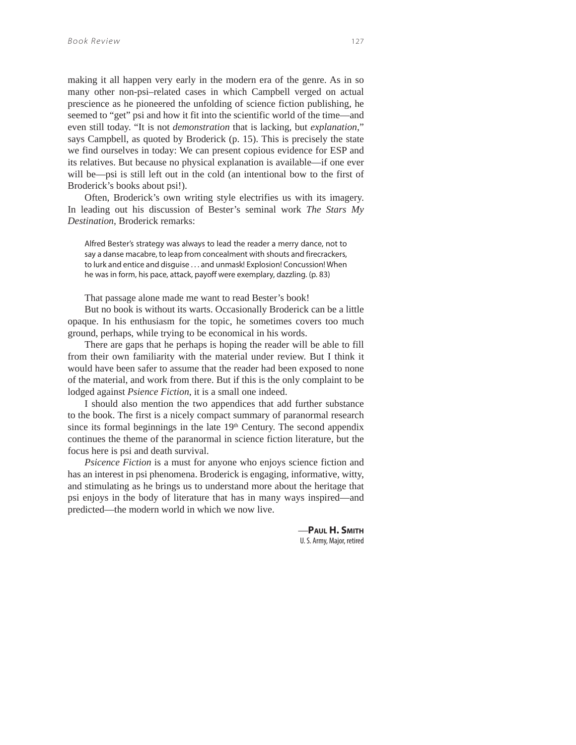making it all happen very early in the modern era of the genre. As in so many other non-psi–related cases in which Campbell verged on actual prescience as he pioneered the unfolding of science fiction publishing, he seemed to "get" psi and how it fit into the scientific world of the time—and even still today. "It is not *demonstration* that is lacking, but *explanation*," says Campbell, as quoted by Broderick (p. 15). This is precisely the state we find ourselves in today: We can present copious evidence for ESP and its relatives. But because no physical explanation is available—if one ever will be—psi is still left out in the cold (an intentional bow to the first of Broderick's books about psi!).

Often, Broderick's own writing style electrifies us with its imagery. In leading out his discussion of Bester's seminal work *The Stars My Destination*, Broderick remarks:

> Alfred Bester's strategy was always to lead the reader a merry dance, not to say a danse macabre, to leap from concealment with shouts and firecrackers, to lurk and entice and disguise . . . and unmask! Explosion! Concussion! When he was in form, his pace, attack, payoff were exemplary, dazzling. (p. 83)

That passage alone made me want to read Bester's book!

But no book is without its warts. Occasionally Broderick can be a little opaque. In his enthusiasm for the topic, he sometimes covers too much ground, perhaps, while trying to be economical in his words.

There are gaps that he perhaps is hoping the reader will be able to fill from their own familiarity with the material under review. But I think it would have been safer to assume that the reader had been exposed to none of the material, and work from there. But if this is the only complaint to be lodged against *Psience Fiction*, it is a small one indeed.

I should also mention the two appendices that add further substance to the book. The first is a nicely compact summary of paranormal research since its formal beginnings in the late 19th Century. The second appendix continues the theme of the paranormal in science fiction literature, but the focus here is psi and death survival.

*Psicence Fiction* is a must for anyone who enjoys science fiction and has an interest in psi phenomena. Broderick is engaging, informative, witty, and stimulating as he brings us to understand more about the heritage that psi enjoys in the body of literature that has in many ways inspired—and predicted—the modern world in which we now live.

—**Paul H. Smith**
U. S. Army, Major, retired